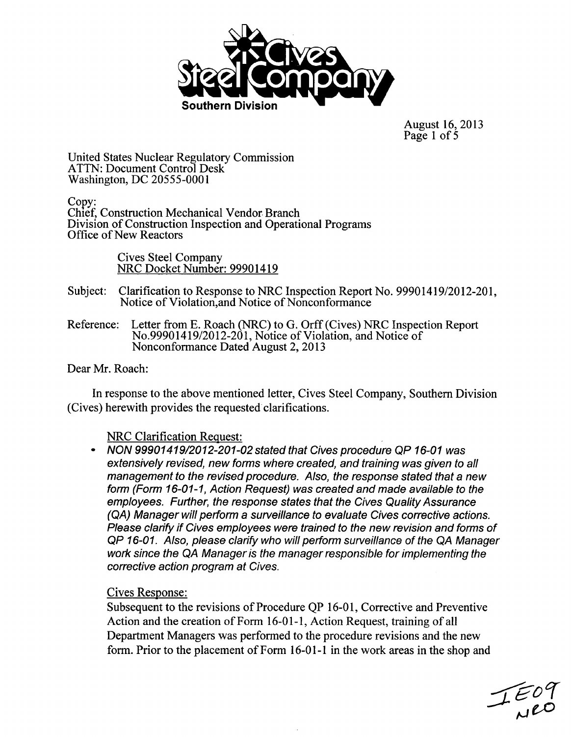**Cives Steel Company**
**Southern Division**

August 16, 2013

United States Nuclear Regulatory Commission
ATTN: Document Control Desk
Washington, DC 20555-0001

Copy:
Chief, Construction Mechanical Vendor Branch
Division of Construction Inspection and Operational Programs
Office of New Reactors

Cives Steel Company
NRC Docket Number: 99901419

Subject: Clarification to Response to NRC Inspection Report No. 99901419/2012-201, Notice of Violation,and Notice of Nonconformance

Reference: Letter from E. Roach (NRC) to G. Orff (Cives) NRC Inspection Report No.99901419/2012-201, Notice of Violation, and Notice of Nonconformance Dated August 2, 2013

Dear Mr. Roach:

In response to the above mentioned letter, Cives Steel Company, Southern Division (Cives) herewith provides the requested clarifications.

NRC Clarification Request:

- *NON 99901419/2012-201-02 stated that Cives procedure QP 16-01 was extensively revised, new forms where created, and training was given to all management to the revised procedure. Also, the response stated that a new form (Form 16-01-1, Action Request) was created and made available to the employees. Further, the response states that the Cives Quality Assurance (QA) Manager will perform a surveillance to evaluate Cives corrective actions. Please clarify if Cives employees were trained to the new revision and forms of QP 16-01. Also, please clarify who will perform surveillance of the QA Manager work since the QA Manager is the manager responsible for implementing the corrective action program at Cives.*

Cives Response:

Subsequent to the revisions of Procedure QP 16-01, Corrective and Preventive Action and the creation of Form 16-01-1, Action Request, training of all Department Managers was performed to the procedure revisions and the new form. Prior to the placement of Form 16-01-1 in the work areas in the shop and

IE09
NRO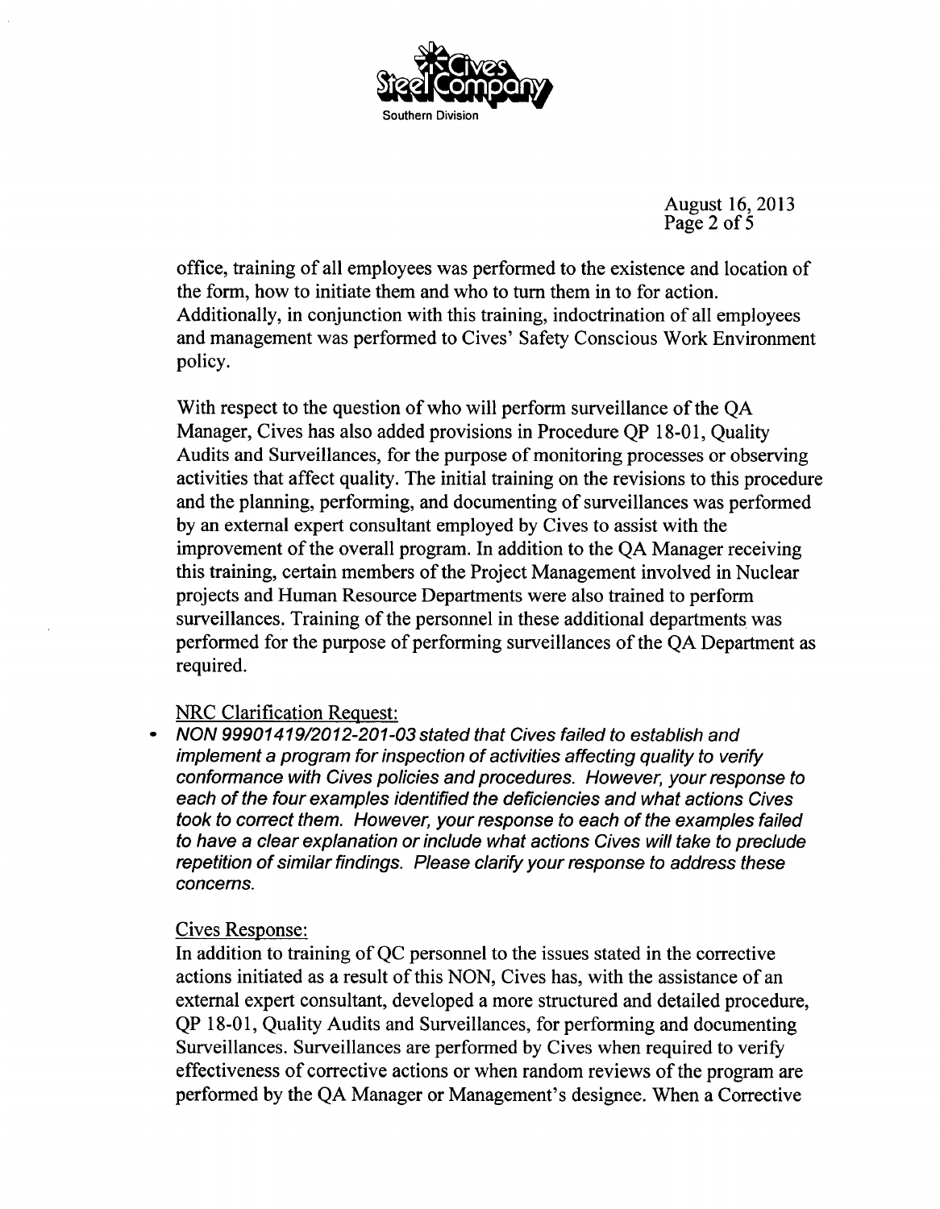office, training of all employees was performed to the existence and location of the form, how to initiate them and who to turn them in to for action. Additionally, in conjunction with this training, indoctrination of all employees and management was performed to Cives' Safety Conscious Work Environment policy.

With respect to the question of who will perform surveillance of the QA Manager, Cives has also added provisions in Procedure QP 18-01, Quality Audits and Surveillances, for the purpose of monitoring processes or observing activities that affect quality. The initial training on the revisions to this procedure and the planning, performing, and documenting of surveillances was performed by an external expert consultant employed by Cives to assist with the improvement of the overall program. In addition to the QA Manager receiving this training, certain members of the Project Management involved in Nuclear projects and Human Resource Departments were also trained to perform surveillances. Training of the personnel in these additional departments was performed for the purpose of performing surveillances of the QA Department as required.

NRC Clarification Request:

- *NON 99901419/2012-201-03 stated that Cives failed to establish and implement a program for inspection of activities affecting quality to verify conformance with Cives policies and procedures. However, your response to each of the four examples identified the deficiencies and what actions Cives took to correct them. However, your response to each of the examples failed to have a clear explanation or include what actions Cives will take to preclude repetition of similar findings. Please clarify your response to address these concerns.*

Cives Response:

In addition to training of QC personnel to the issues stated in the corrective actions initiated as a result of this NON, Cives has, with the assistance of an external expert consultant, developed a more structured and detailed procedure, QP 18-01, Quality Audits and Surveillances, for performing and documenting Surveillances. Surveillances are performed by Cives when required to verify effectiveness of corrective actions or when random reviews of the program are performed by the QA Manager or Management's designee. When a Corrective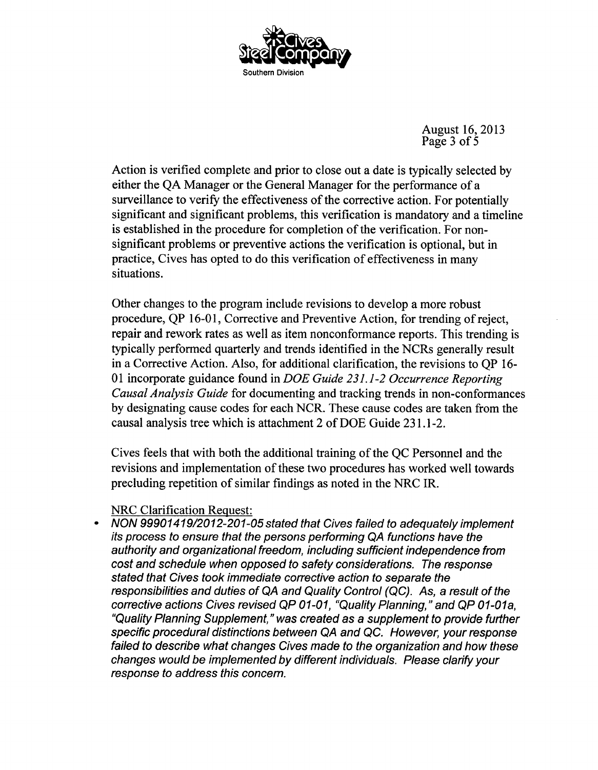Action is verified complete and prior to close out a date is typically selected by either the QA Manager or the General Manager for the performance of a surveillance to verify the effectiveness of the corrective action. For potentially significant and significant problems, this verification is mandatory and a timeline is established in the procedure for completion of the verification. For non-significant problems or preventive actions the verification is optional, but in practice, Cives has opted to do this verification of effectiveness in many situations.

Other changes to the program include revisions to develop a more robust procedure, QP 16-01, Corrective and Preventive Action, for trending of reject, repair and rework rates as well as item nonconformance reports. This trending is typically performed quarterly and trends identified in the NCRs generally result in a Corrective Action. Also, for additional clarification, the revisions to QP 16-01 incorporate guidance found in *DOE Guide 231.1-2 Occurrence Reporting Causal Analysis Guide* for documenting and tracking trends in non-conformances by designating cause codes for each NCR. These cause codes are taken from the causal analysis tree which is attachment 2 of DOE Guide 231.1-2.

Cives feels that with both the additional training of the QC Personnel and the revisions and implementation of these two procedures has worked well towards precluding repetition of similar findings as noted in the NRC IR.

NRC Clarification Request:

- *NON 99901419/2012-201-05 stated that Cives failed to adequately implement its process to ensure that the persons performing QA functions have the authority and organizational freedom, including sufficient independence from cost and schedule when opposed to safety considerations. The response stated that Cives took immediate corrective action to separate the responsibilities and duties of QA and Quality Control (QC). As, a result of the corrective actions Cives revised QP 01-01, "Quality Planning," and QP 01-01a, "Quality Planning Supplement," was created as a supplement to provide further specific procedural distinctions between QA and QC. However, your response failed to describe what changes Cives made to the organization and how these changes would be implemented by different individuals. Please clarify your response to address this concern.*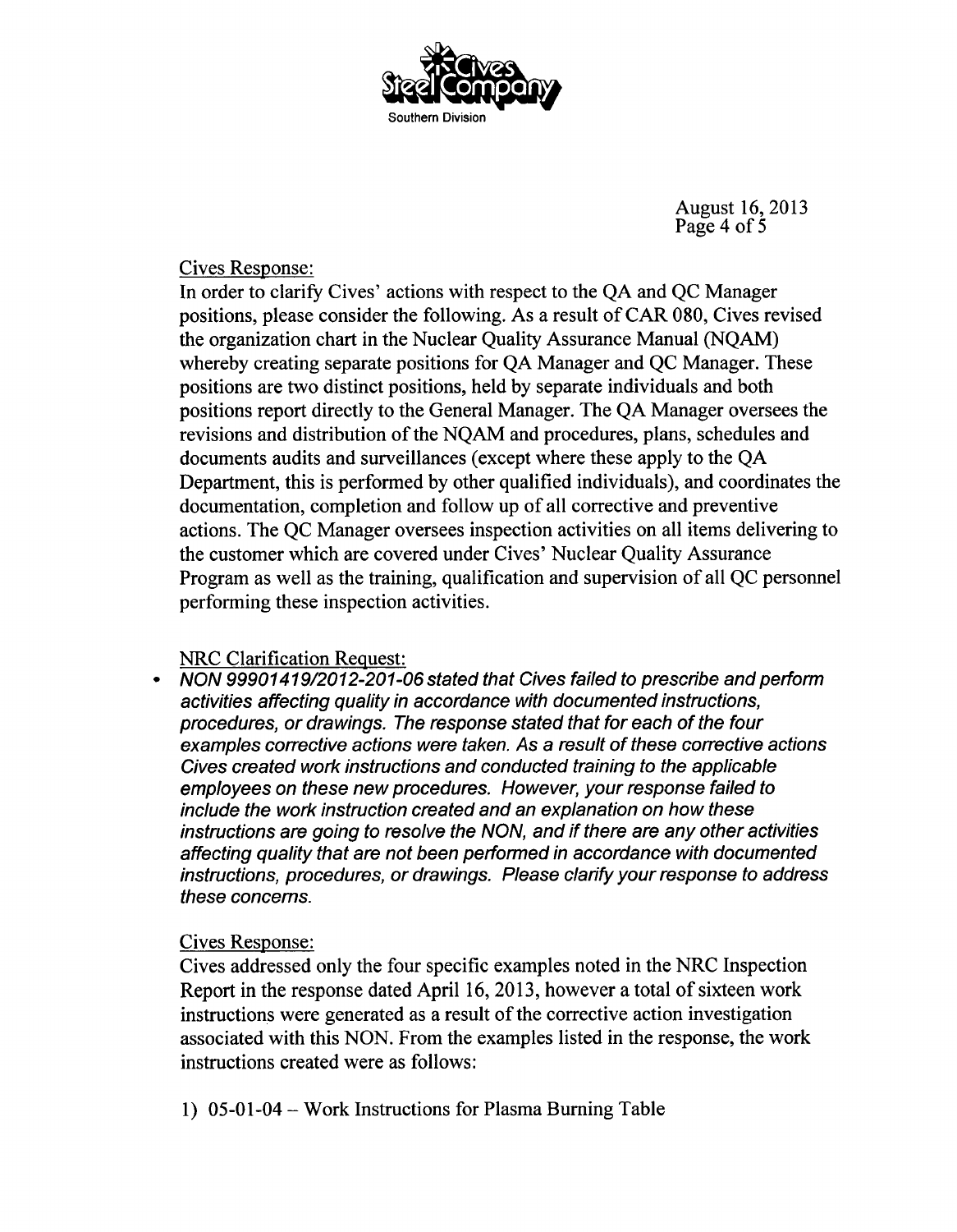Cives Response:

In order to clarify Cives' actions with respect to the QA and QC Manager positions, please consider the following. As a result of CAR 080, Cives revised the organization chart in the Nuclear Quality Assurance Manual (NQAM) whereby creating separate positions for QA Manager and QC Manager. These positions are two distinct positions, held by separate individuals and both positions report directly to the General Manager. The QA Manager oversees the revisions and distribution of the NQAM and procedures, plans, schedules and documents audits and surveillances (except where these apply to the QA Department, this is performed by other qualified individuals), and coordinates the documentation, completion and follow up of all corrective and preventive actions. The QC Manager oversees inspection activities on all items delivering to the customer which are covered under Cives' Nuclear Quality Assurance Program as well as the training, qualification and supervision of all QC personnel performing these inspection activities.

NRC Clarification Request:

- *NON 99901419/2012-201-06 stated that Cives failed to prescribe and perform activities affecting quality in accordance with documented instructions, procedures, or drawings. The response stated that for each of the four examples corrective actions were taken. As a result of these corrective actions Cives created work instructions and conducted training to the applicable employees on these new procedures. However, your response failed to include the work instruction created and an explanation on how these instructions are going to resolve the NON, and if there are any other activities affecting quality that are not been performed in accordance with documented instructions, procedures, or drawings. Please clarify your response to address these concerns.*

Cives Response:

Cives addressed only the four specific examples noted in the NRC Inspection Report in the response dated April 16, 2013, however a total of sixteen work instructions were generated as a result of the corrective action investigation associated with this NON. From the examples listed in the response, the work instructions created were as follows:

1) 05-01-04 – Work Instructions for Plasma Burning Table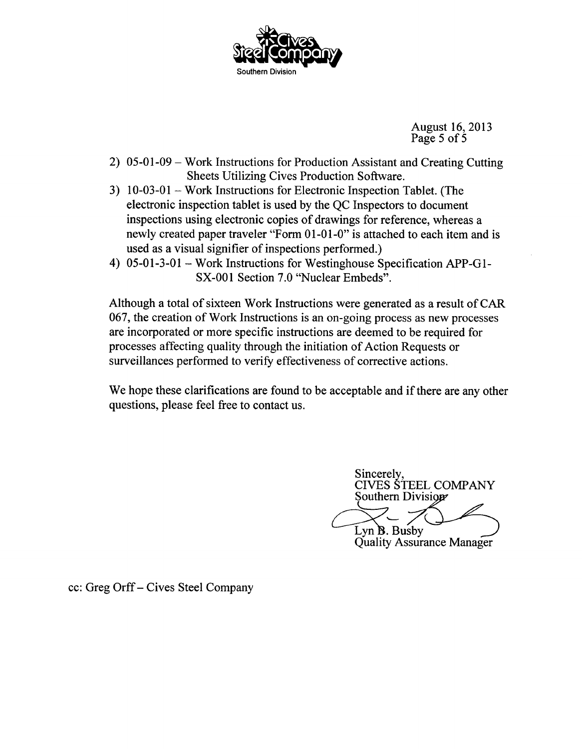Cives Steel Company
Southern Division

August 16, 2013

2) 05-01-09 – Work Instructions for Production Assistant and Creating Cutting Sheets Utilizing Cives Production Software.
3) 10-03-01 – Work Instructions for Electronic Inspection Tablet. (The electronic inspection tablet is used by the QC Inspectors to document inspections using electronic copies of drawings for reference, whereas a newly created paper traveler "Form 01-01-0" is attached to each item and is used as a visual signifier of inspections performed.)
4) 05-01-3-01 – Work Instructions for Westinghouse Specification APP-G1-SX-001 Section 7.0 "Nuclear Embeds".

Although a total of sixteen Work Instructions were generated as a result of CAR 067, the creation of Work Instructions is an on-going process as new processes are incorporated or more specific instructions are deemed to be required for processes affecting quality through the initiation of Action Requests or surveillances performed to verify effectiveness of corrective actions.

We hope these clarifications are found to be acceptable and if there are any other questions, please feel free to contact us.

Sincerely,
CIVES STEEL COMPANY
Southern Division

Lyn B. Busby
Quality Assurance Manager

cc: Greg Orff – Cives Steel Company